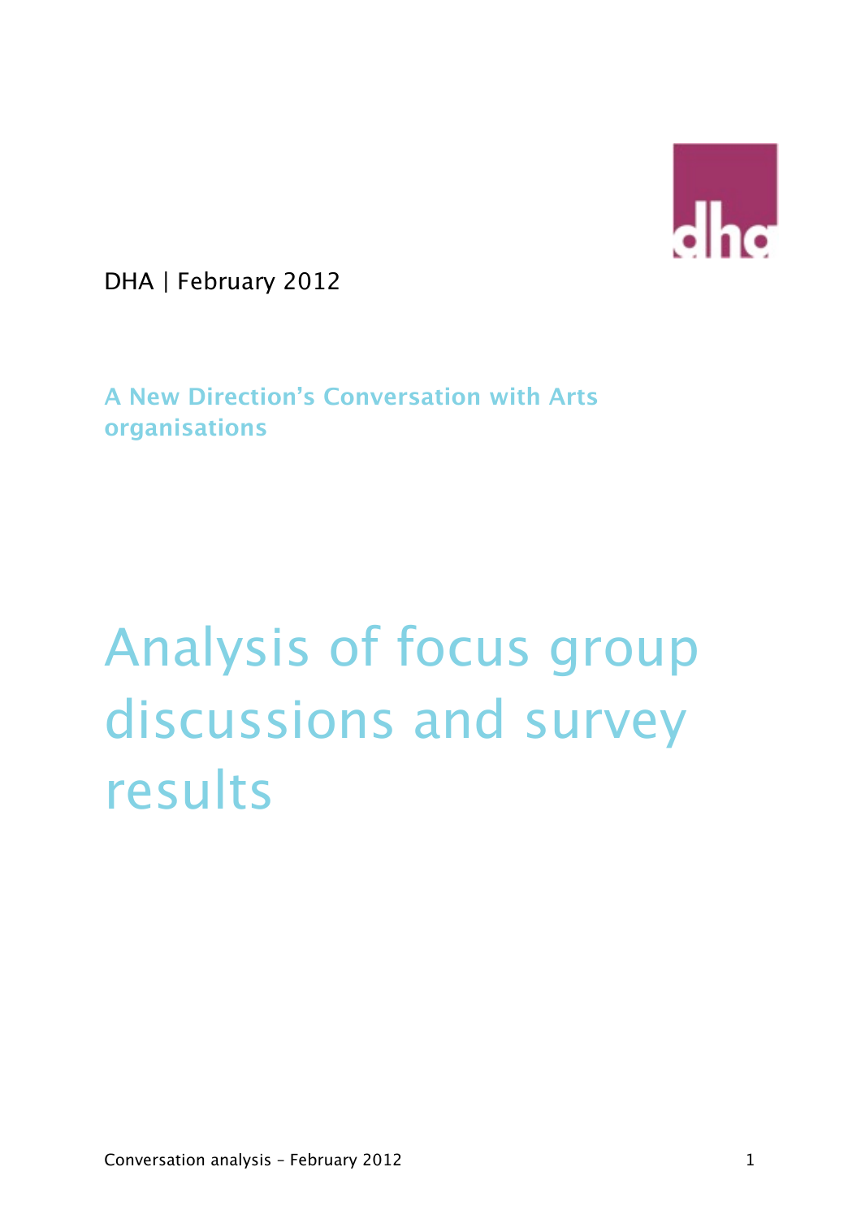DHA | February 2012

**A New Direction's Conversation with Arts organisations**

# Analysis of focus group discussions and survey results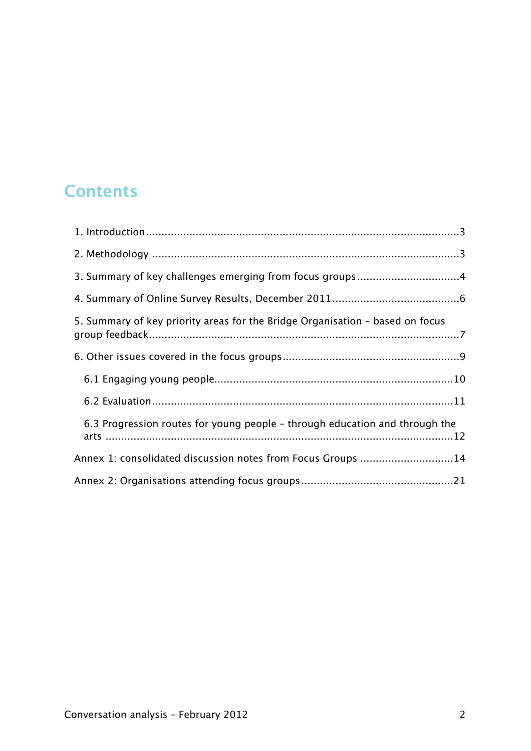# Contents

1. Introduction ........................................................................................3

2. Methodology ........................................................................................3

3. Summary of key challenges emerging from focus groups ...............................4

4. Summary of Online Survey Results, December 2011 ......................................6

5. Summary of key priority areas for the Bridge Organisation – based on focus group feedback...........................................................................................7

6. Other issues covered in the focus groups .....................................................9

   6.1 Engaging young people.........................................................................10

   6.2 Evaluation ..........................................................................................11

   6.3 Progression routes for young people – through education and through the arts ...................................................................................................12

Annex 1: consolidated discussion notes from Focus Groups ...............................14

Annex 2: Organisations attending focus groups ..............................................21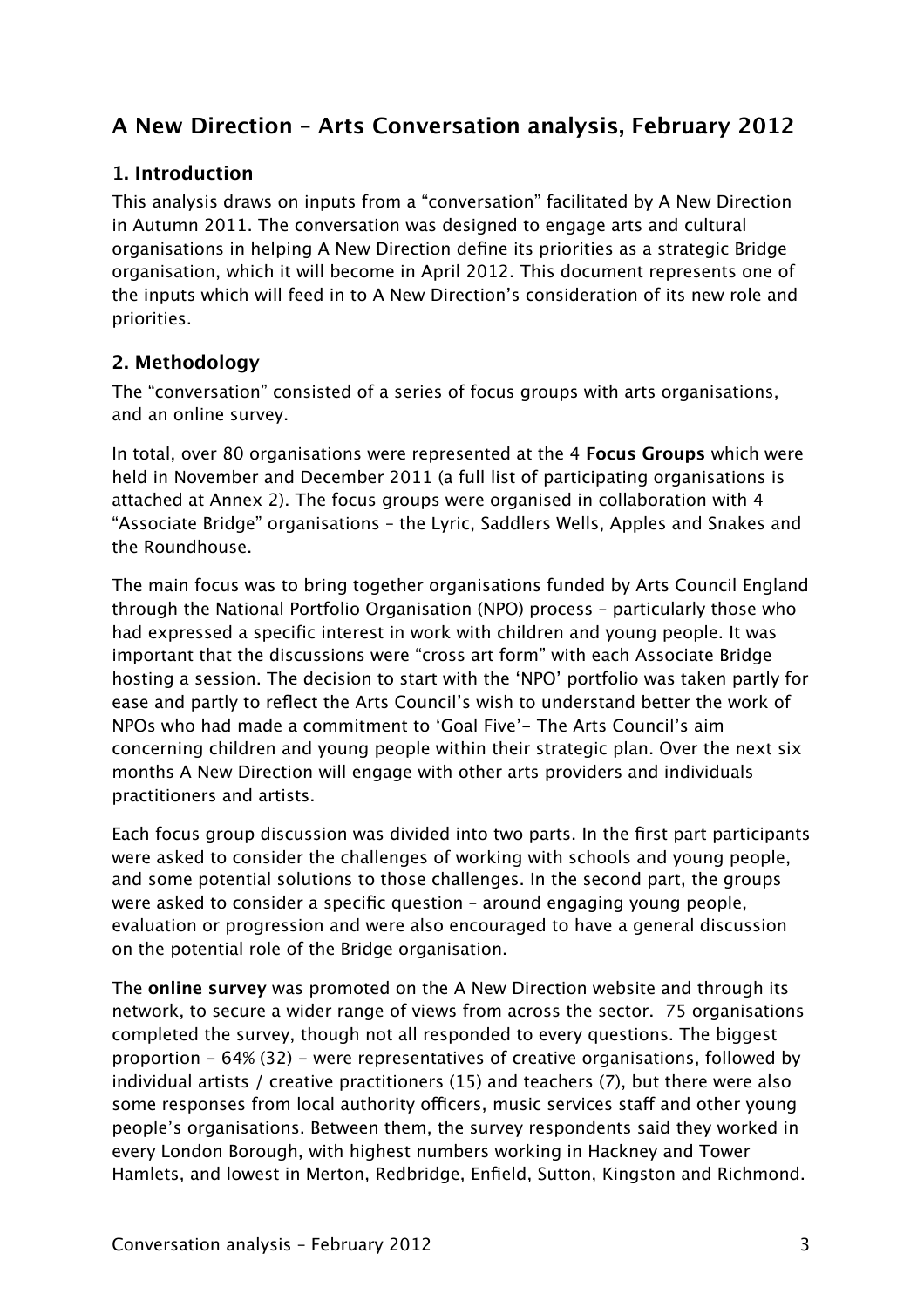# A New Direction – Arts Conversation analysis, February 2012

## 1. Introduction

This analysis draws on inputs from a "conversation" facilitated by A New Direction in Autumn 2011. The conversation was designed to engage arts and cultural organisations in helping A New Direction define its priorities as a strategic Bridge organisation, which it will become in April 2012. This document represents one of the inputs which will feed in to A New Direction's consideration of its new role and priorities.

## 2. Methodology

The "conversation" consisted of a series of focus groups with arts organisations, and an online survey.

In total, over 80 organisations were represented at the 4 **Focus Groups** which were held in November and December 2011 (a full list of participating organisations is attached at Annex 2). The focus groups were organised in collaboration with 4 "Associate Bridge" organisations – the Lyric, Saddlers Wells, Apples and Snakes and the Roundhouse.

The main focus was to bring together organisations funded by Arts Council England through the National Portfolio Organisation (NPO) process – particularly those who had expressed a specific interest in work with children and young people. It was important that the discussions were "cross art form" with each Associate Bridge hosting a session. The decision to start with the 'NPO' portfolio was taken partly for ease and partly to reflect the Arts Council's wish to understand better the work of NPOs who had made a commitment to 'Goal Five'- The Arts Council's aim concerning children and young people within their strategic plan. Over the next six months A New Direction will engage with other arts providers and individuals practitioners and artists.

Each focus group discussion was divided into two parts. In the first part participants were asked to consider the challenges of working with schools and young people, and some potential solutions to those challenges. In the second part, the groups were asked to consider a specific question – around engaging young people, evaluation or progression and were also encouraged to have a general discussion on the potential role of the Bridge organisation.

The **online survey** was promoted on the A New Direction website and through its network, to secure a wider range of views from across the sector. 75 organisations completed the survey, though not all responded to every questions. The biggest proportion – 64% (32) – were representatives of creative organisations, followed by individual artists / creative practitioners (15) and teachers (7), but there were also some responses from local authority officers, music services staff and other young people's organisations. Between them, the survey respondents said they worked in every London Borough, with highest numbers working in Hackney and Tower Hamlets, and lowest in Merton, Redbridge, Enfield, Sutton, Kingston and Richmond.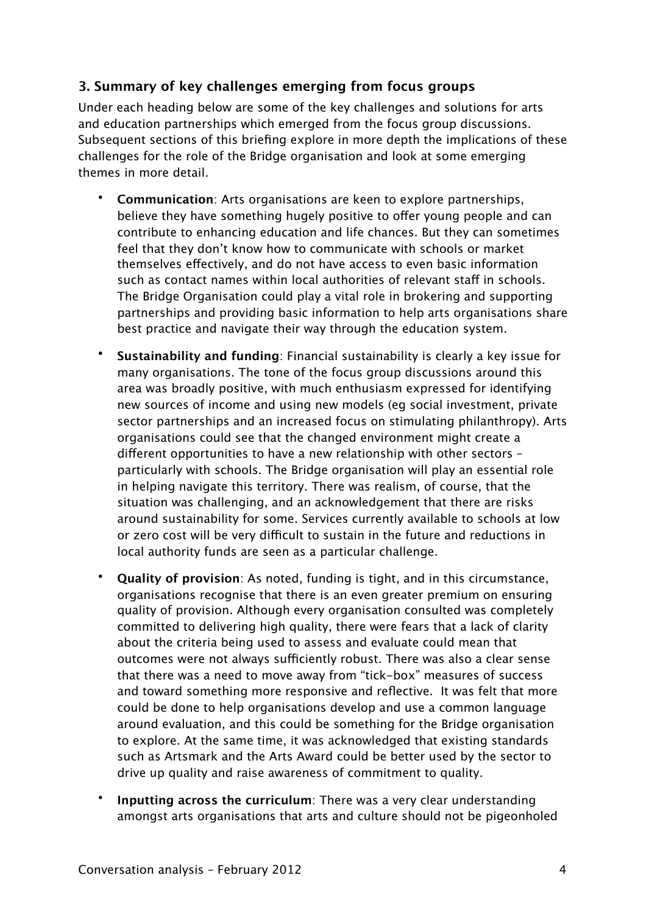## 3. Summary of key challenges emerging from focus groups

Under each heading below are some of the key challenges and solutions for arts and education partnerships which emerged from the focus group discussions. Subsequent sections of this briefing explore in more depth the implications of these challenges for the role of the Bridge organisation and look at some emerging themes in more detail.

- **Communication**: Arts organisations are keen to explore partnerships, believe they have something hugely positive to offer young people and can contribute to enhancing education and life chances. But they can sometimes feel that they don't know how to communicate with schools or market themselves effectively, and do not have access to even basic information such as contact names within local authorities of relevant staff in schools. The Bridge Organisation could play a vital role in brokering and supporting partnerships and providing basic information to help arts organisations share best practice and navigate their way through the education system.

- **Sustainability and funding**: Financial sustainability is clearly a key issue for many organisations. The tone of the focus group discussions around this area was broadly positive, with much enthusiasm expressed for identifying new sources of income and using new models (eg social investment, private sector partnerships and an increased focus on stimulating philanthropy). Arts organisations could see that the changed environment might create a different opportunities to have a new relationship with other sectors – particularly with schools. The Bridge organisation will play an essential role in helping navigate this territory. There was realism, of course, that the situation was challenging, and an acknowledgement that there are risks around sustainability for some. Services currently available to schools at low or zero cost will be very difficult to sustain in the future and reductions in local authority funds are seen as a particular challenge.

- **Quality of provision**: As noted, funding is tight, and in this circumstance, organisations recognise that there is an even greater premium on ensuring quality of provision. Although every organisation consulted was completely committed to delivering high quality, there were fears that a lack of clarity about the criteria being used to assess and evaluate could mean that outcomes were not always sufficiently robust. There was also a clear sense that there was a need to move away from "tick-box" measures of success and toward something more responsive and reflective. It was felt that more could be done to help organisations develop and use a common language around evaluation, and this could be something for the Bridge organisation to explore. At the same time, it was acknowledged that existing standards such as Artsmark and the Arts Award could be better used by the sector to drive up quality and raise awareness of commitment to quality.

- **Inputting across the curriculum**: There was a very clear understanding amongst arts organisations that arts and culture should not be pigeonholed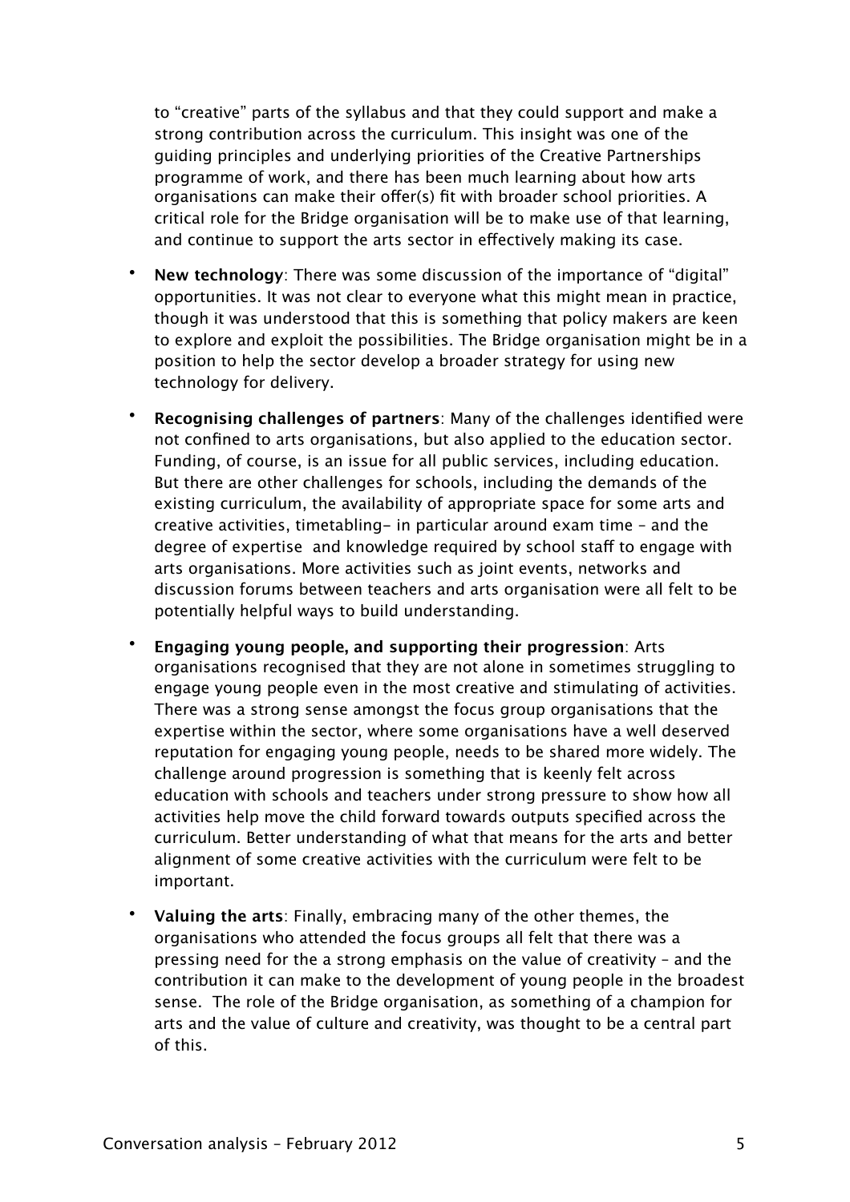to "creative" parts of the syllabus and that they could support and make a strong contribution across the curriculum. This insight was one of the guiding principles and underlying priorities of the Creative Partnerships programme of work, and there has been much learning about how arts organisations can make their offer(s) fit with broader school priorities. A critical role for the Bridge organisation will be to make use of that learning, and continue to support the arts sector in effectively making its case.

- **New technology**: There was some discussion of the importance of "digital" opportunities. It was not clear to everyone what this might mean in practice, though it was understood that this is something that policy makers are keen to explore and exploit the possibilities. The Bridge organisation might be in a position to help the sector develop a broader strategy for using new technology for delivery.

- **Recognising challenges of partners**: Many of the challenges identified were not confined to arts organisations, but also applied to the education sector. Funding, of course, is an issue for all public services, including education. But there are other challenges for schools, including the demands of the existing curriculum, the availability of appropriate space for some arts and creative activities, timetabling– in particular around exam time – and the degree of expertise and knowledge required by school staff to engage with arts organisations. More activities such as joint events, networks and discussion forums between teachers and arts organisation were all felt to be potentially helpful ways to build understanding.

- **Engaging young people, and supporting their progression**: Arts organisations recognised that they are not alone in sometimes struggling to engage young people even in the most creative and stimulating of activities. There was a strong sense amongst the focus group organisations that the expertise within the sector, where some organisations have a well deserved reputation for engaging young people, needs to be shared more widely. The challenge around progression is something that is keenly felt across education with schools and teachers under strong pressure to show how all activities help move the child forward towards outputs specified across the curriculum. Better understanding of what that means for the arts and better alignment of some creative activities with the curriculum were felt to be important.

- **Valuing the arts**: Finally, embracing many of the other themes, the organisations who attended the focus groups all felt that there was a pressing need for the a strong emphasis on the value of creativity – and the contribution it can make to the development of young people in the broadest sense. The role of the Bridge organisation, as something of a champion for arts and the value of culture and creativity, was thought to be a central part of this.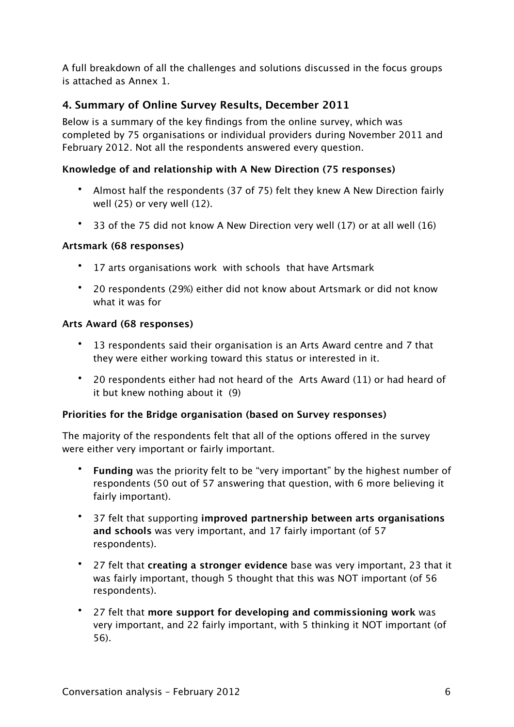A full breakdown of all the challenges and solutions discussed in the focus groups is attached as Annex 1.

## 4. Summary of Online Survey Results, December 2011

Below is a summary of the key findings from the online survey, which was completed by 75 organisations or individual providers during November 2011 and February 2012. Not all the respondents answered every question.

**Knowledge of and relationship with A New Direction (75 responses)**

- Almost half the respondents (37 of 75) felt they knew A New Direction fairly well (25) or very well (12).
- 33 of the 75 did not know A New Direction very well (17) or at all well (16)

**Artsmark (68 responses)**

- 17 arts organisations work with schools that have Artsmark
- 20 respondents (29%) either did not know about Artsmark or did not know what it was for

**Arts Award (68 responses)**

- 13 respondents said their organisation is an Arts Award centre and 7 that they were either working toward this status or interested in it.
- 20 respondents either had not heard of the Arts Award (11) or had heard of it but knew nothing about it (9)

**Priorities for the Bridge organisation (based on Survey responses)**

The majority of the respondents felt that all of the options offered in the survey were either very important or fairly important.

- **Funding** was the priority felt to be "very important" by the highest number of respondents (50 out of 57 answering that question, with 6 more believing it fairly important).
- 37 felt that supporting **improved partnership between arts organisations and schools** was very important, and 17 fairly important (of 57 respondents).
- 27 felt that **creating a stronger evidence** base was very important, 23 that it was fairly important, though 5 thought that this was NOT important (of 56 respondents).
- 27 felt that **more support for developing and commissioning work** was very important, and 22 fairly important, with 5 thinking it NOT important (of 56).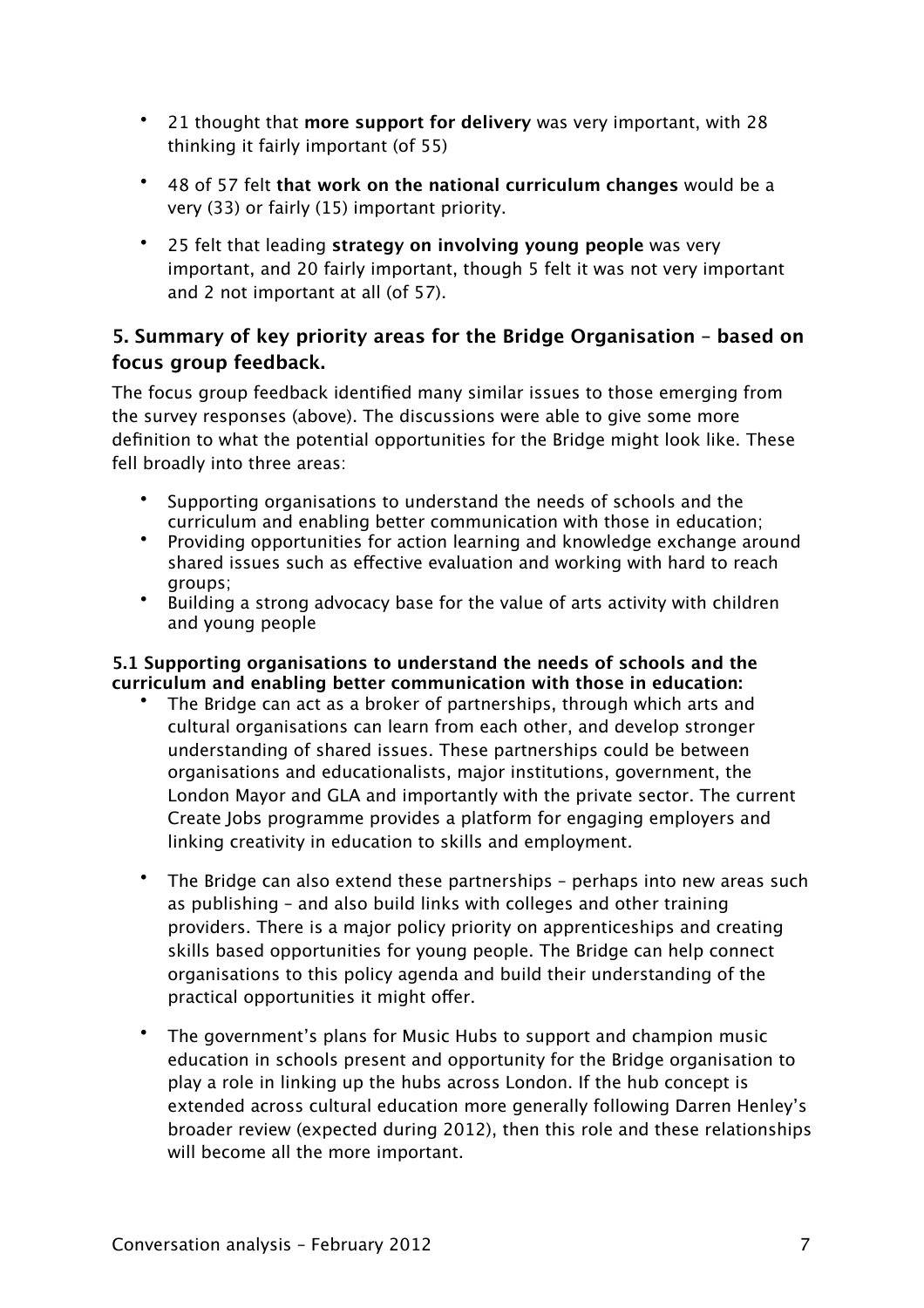- 21 thought that **more support for delivery** was very important, with 28 thinking it fairly important (of 55)

- 48 of 57 felt **that work on the national curriculum changes** would be a very (33) or fairly (15) important priority.

- 25 felt that leading **strategy on involving young people** was very important, and 20 fairly important, though 5 felt it was not very important and 2 not important at all (of 57).

## 5. Summary of key priority areas for the Bridge Organisation – based on focus group feedback.

The focus group feedback identified many similar issues to those emerging from the survey responses (above). The discussions were able to give some more definition to what the potential opportunities for the Bridge might look like. These fell broadly into three areas:

- Supporting organisations to understand the needs of schools and the curriculum and enabling better communication with those in education;
- Providing opportunities for action learning and knowledge exchange around shared issues such as effective evaluation and working with hard to reach groups;
- Building a strong advocacy base for the value of arts activity with children and young people

### 5.1 Supporting organisations to understand the needs of schools and the curriculum and enabling better communication with those in education:

- The Bridge can act as a broker of partnerships, through which arts and cultural organisations can learn from each other, and develop stronger understanding of shared issues. These partnerships could be between organisations and educationalists, major institutions, government, the London Mayor and GLA and importantly with the private sector. The current Create Jobs programme provides a platform for engaging employers and linking creativity in education to skills and employment.

- The Bridge can also extend these partnerships – perhaps into new areas such as publishing – and also build links with colleges and other training providers. There is a major policy priority on apprenticeships and creating skills based opportunities for young people. The Bridge can help connect organisations to this policy agenda and build their understanding of the practical opportunities it might offer.

- The government's plans for Music Hubs to support and champion music education in schools present and opportunity for the Bridge organisation to play a role in linking up the hubs across London. If the hub concept is extended across cultural education more generally following Darren Henley's broader review (expected during 2012), then this role and these relationships will become all the more important.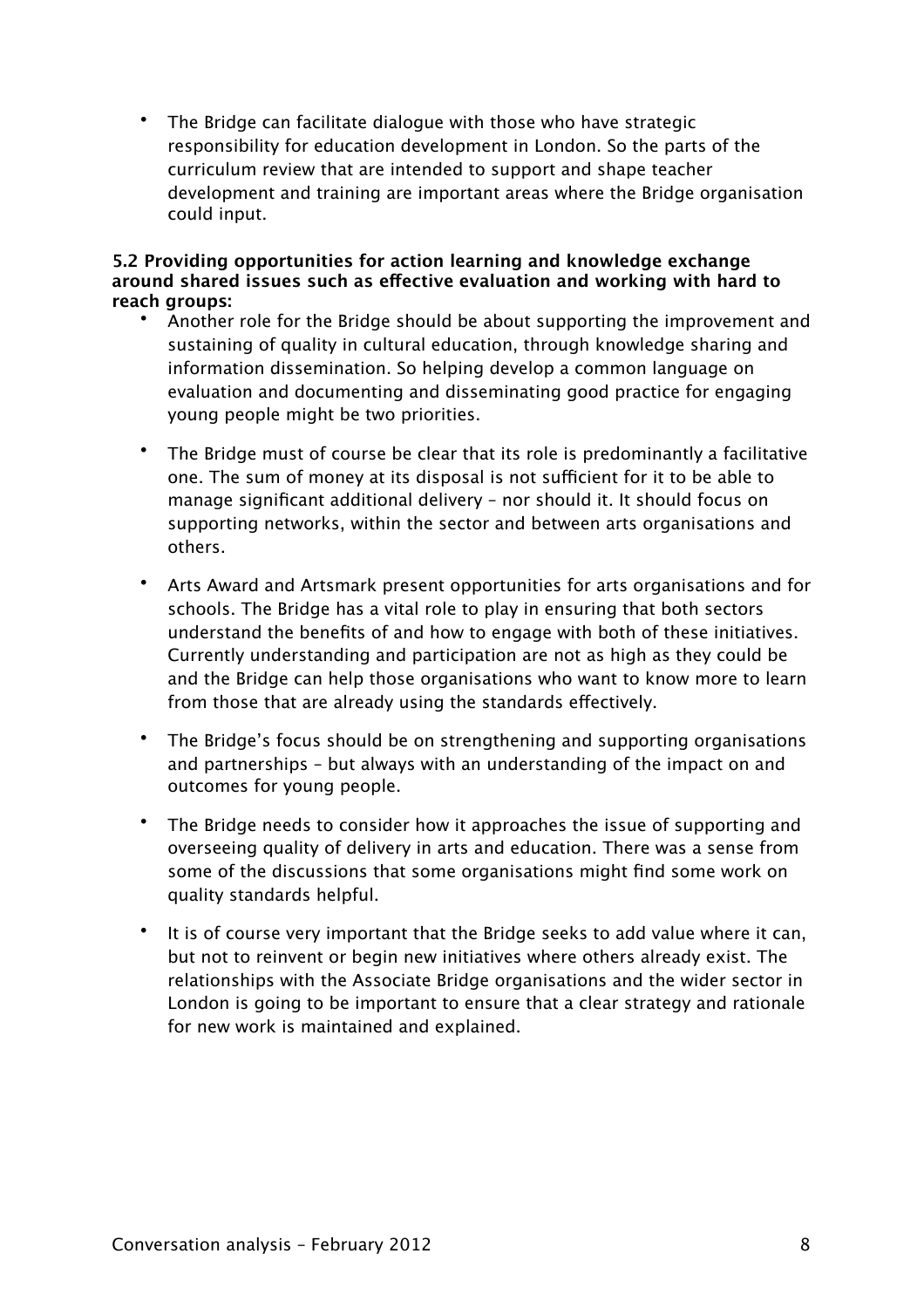- The Bridge can facilitate dialogue with those who have strategic responsibility for education development in London. So the parts of the curriculum review that are intended to support and shape teacher development and training are important areas where the Bridge organisation could input.

**5.2 Providing opportunities for action learning and knowledge exchange around shared issues such as effective evaluation and working with hard to reach groups:**

- Another role for the Bridge should be about supporting the improvement and sustaining of quality in cultural education, through knowledge sharing and information dissemination. So helping develop a common language on evaluation and documenting and disseminating good practice for engaging young people might be two priorities.

- The Bridge must of course be clear that its role is predominantly a facilitative one. The sum of money at its disposal is not sufficient for it to be able to manage significant additional delivery – nor should it. It should focus on supporting networks, within the sector and between arts organisations and others.

- Arts Award and Artsmark present opportunities for arts organisations and for schools. The Bridge has a vital role to play in ensuring that both sectors understand the benefits of and how to engage with both of these initiatives. Currently understanding and participation are not as high as they could be and the Bridge can help those organisations who want to know more to learn from those that are already using the standards effectively.

- The Bridge's focus should be on strengthening and supporting organisations and partnerships – but always with an understanding of the impact on and outcomes for young people.

- The Bridge needs to consider how it approaches the issue of supporting and overseeing quality of delivery in arts and education. There was a sense from some of the discussions that some organisations might find some work on quality standards helpful.

- It is of course very important that the Bridge seeks to add value where it can, but not to reinvent or begin new initiatives where others already exist. The relationships with the Associate Bridge organisations and the wider sector in London is going to be important to ensure that a clear strategy and rationale for new work is maintained and explained.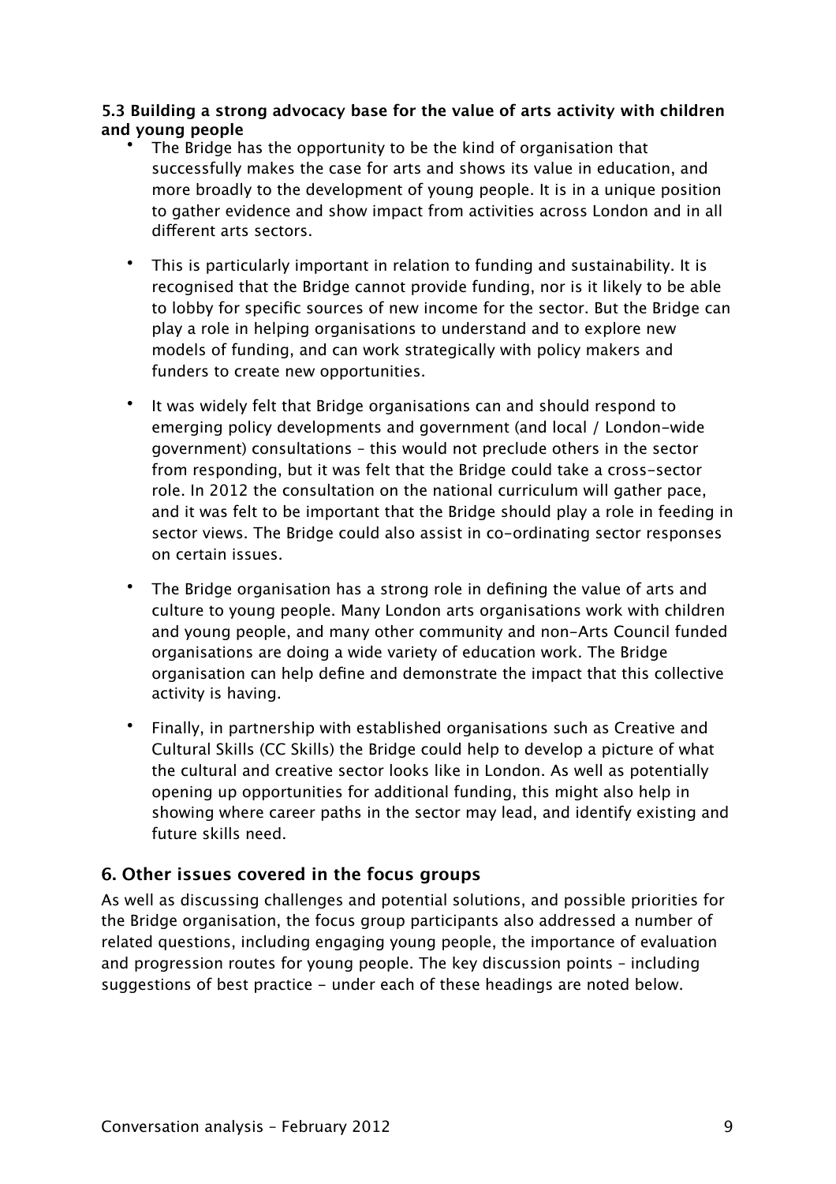### 5.3 Building a strong advocacy base for the value of arts activity with children and young people

- The Bridge has the opportunity to be the kind of organisation that successfully makes the case for arts and shows its value in education, and more broadly to the development of young people. It is in a unique position to gather evidence and show impact from activities across London and in all different arts sectors.

- This is particularly important in relation to funding and sustainability. It is recognised that the Bridge cannot provide funding, nor is it likely to be able to lobby for specific sources of new income for the sector. But the Bridge can play a role in helping organisations to understand and to explore new models of funding, and can work strategically with policy makers and funders to create new opportunities.

- It was widely felt that Bridge organisations can and should respond to emerging policy developments and government (and local / London-wide government) consultations – this would not preclude others in the sector from responding, but it was felt that the Bridge could take a cross-sector role. In 2012 the consultation on the national curriculum will gather pace, and it was felt to be important that the Bridge should play a role in feeding in sector views. The Bridge could also assist in co-ordinating sector responses on certain issues.

- The Bridge organisation has a strong role in defining the value of arts and culture to young people. Many London arts organisations work with children and young people, and many other community and non-Arts Council funded organisations are doing a wide variety of education work. The Bridge organisation can help define and demonstrate the impact that this collective activity is having.

- Finally, in partnership with established organisations such as Creative and Cultural Skills (CC Skills) the Bridge could help to develop a picture of what the cultural and creative sector looks like in London. As well as potentially opening up opportunities for additional funding, this might also help in showing where career paths in the sector may lead, and identify existing and future skills need.

## 6. Other issues covered in the focus groups

As well as discussing challenges and potential solutions, and possible priorities for the Bridge organisation, the focus group participants also addressed a number of related questions, including engaging young people, the importance of evaluation and progression routes for young people. The key discussion points – including suggestions of best practice - under each of these headings are noted below.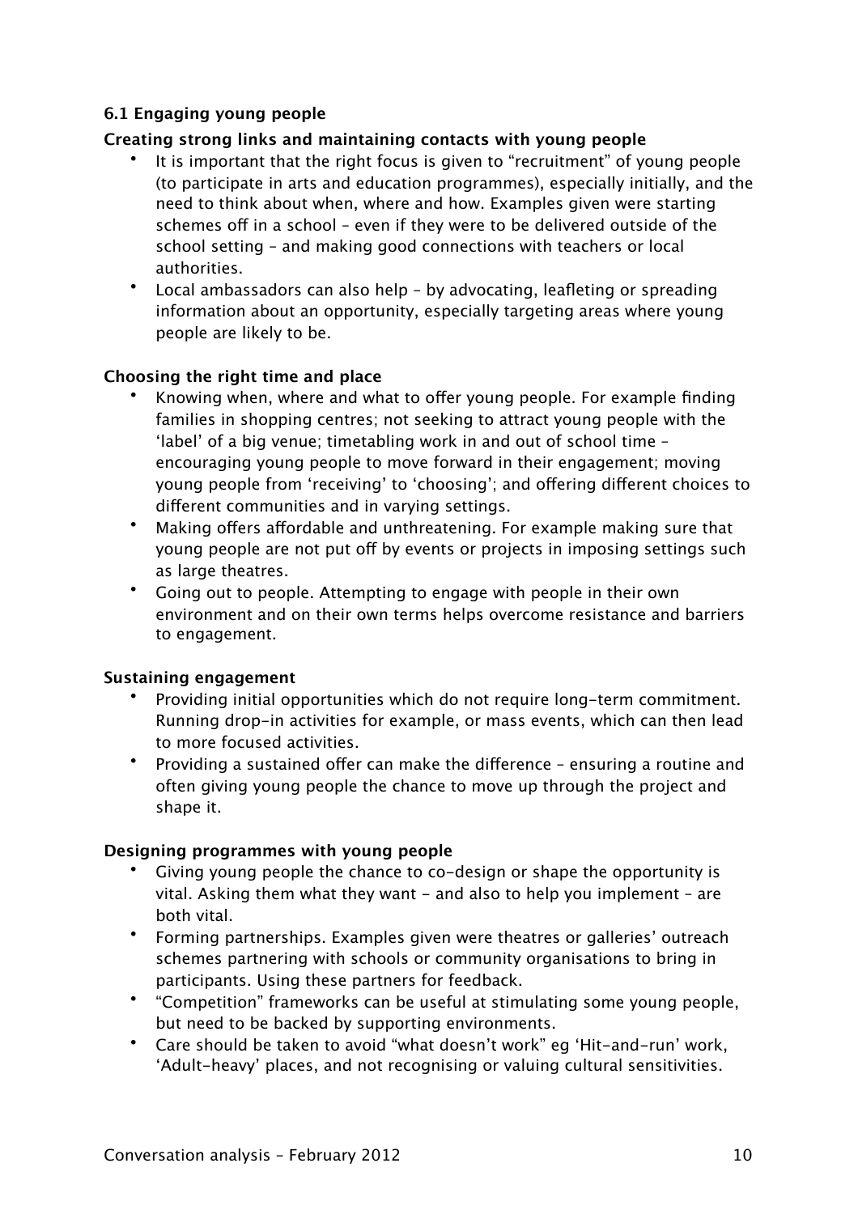### 6.1 Engaging young people

**Creating strong links and maintaining contacts with young people**

- It is important that the right focus is given to "recruitment" of young people (to participate in arts and education programmes), especially initially, and the need to think about when, where and how. Examples given were starting schemes off in a school – even if they were to be delivered outside of the school setting – and making good connections with teachers or local authorities.
- Local ambassadors can also help – by advocating, leafleting or spreading information about an opportunity, especially targeting areas where young people are likely to be.

**Choosing the right time and place**

- Knowing when, where and what to offer young people. For example finding families in shopping centres; not seeking to attract young people with the 'label' of a big venue; timetabling work in and out of school time – encouraging young people to move forward in their engagement; moving young people from 'receiving' to 'choosing'; and offering different choices to different communities and in varying settings.
- Making offers affordable and unthreatening. For example making sure that young people are not put off by events or projects in imposing settings such as large theatres.
- Going out to people. Attempting to engage with people in their own environment and on their own terms helps overcome resistance and barriers to engagement.

**Sustaining engagement**

- Providing initial opportunities which do not require long-term commitment. Running drop-in activities for example, or mass events, which can then lead to more focused activities.
- Providing a sustained offer can make the difference – ensuring a routine and often giving young people the chance to move up through the project and shape it.

**Designing programmes with young people**

- Giving young people the chance to co-design or shape the opportunity is vital. Asking them what they want - and also to help you implement – are both vital.
- Forming partnerships. Examples given were theatres or galleries' outreach schemes partnering with schools or community organisations to bring in participants. Using these partners for feedback.
- "Competition" frameworks can be useful at stimulating some young people, but need to be backed by supporting environments.
- Care should be taken to avoid "what doesn't work" eg 'Hit-and-run' work, 'Adult-heavy' places, and not recognising or valuing cultural sensitivities.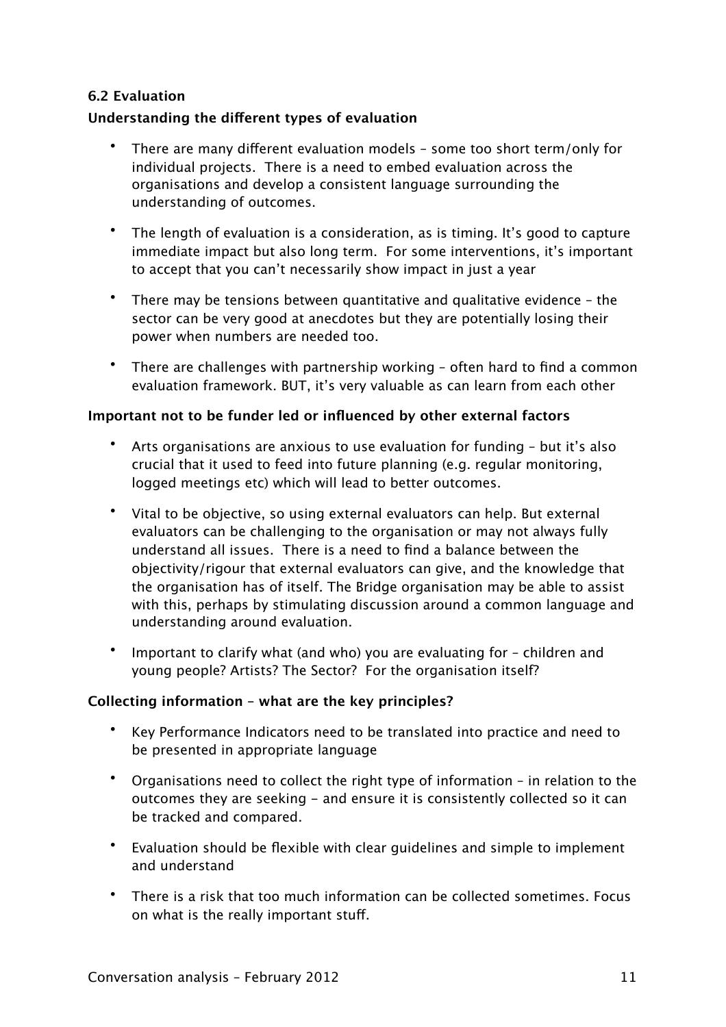### 6.2 Evaluation

#### Understanding the different types of evaluation

- There are many different evaluation models – some too short term/only for individual projects. There is a need to embed evaluation across the organisations and develop a consistent language surrounding the understanding of outcomes.
- The length of evaluation is a consideration, as is timing. It's good to capture immediate impact but also long term. For some interventions, it's important to accept that you can't necessarily show impact in just a year
- There may be tensions between quantitative and qualitative evidence – the sector can be very good at anecdotes but they are potentially losing their power when numbers are needed too.
- There are challenges with partnership working – often hard to find a common evaluation framework. BUT, it's very valuable as can learn from each other

#### Important not to be funder led or influenced by other external factors

- Arts organisations are anxious to use evaluation for funding – but it's also crucial that it used to feed into future planning (e.g. regular monitoring, logged meetings etc) which will lead to better outcomes.
- Vital to be objective, so using external evaluators can help. But external evaluators can be challenging to the organisation or may not always fully understand all issues. There is a need to find a balance between the objectivity/rigour that external evaluators can give, and the knowledge that the organisation has of itself. The Bridge organisation may be able to assist with this, perhaps by stimulating discussion around a common language and understanding around evaluation.
- Important to clarify what (and who) you are evaluating for – children and young people? Artists? The Sector? For the organisation itself?

#### Collecting information – what are the key principles?

- Key Performance Indicators need to be translated into practice and need to be presented in appropriate language
- Organisations need to collect the right type of information – in relation to the outcomes they are seeking - and ensure it is consistently collected so it can be tracked and compared.
- Evaluation should be flexible with clear guidelines and simple to implement and understand
- There is a risk that too much information can be collected sometimes. Focus on what is the really important stuff.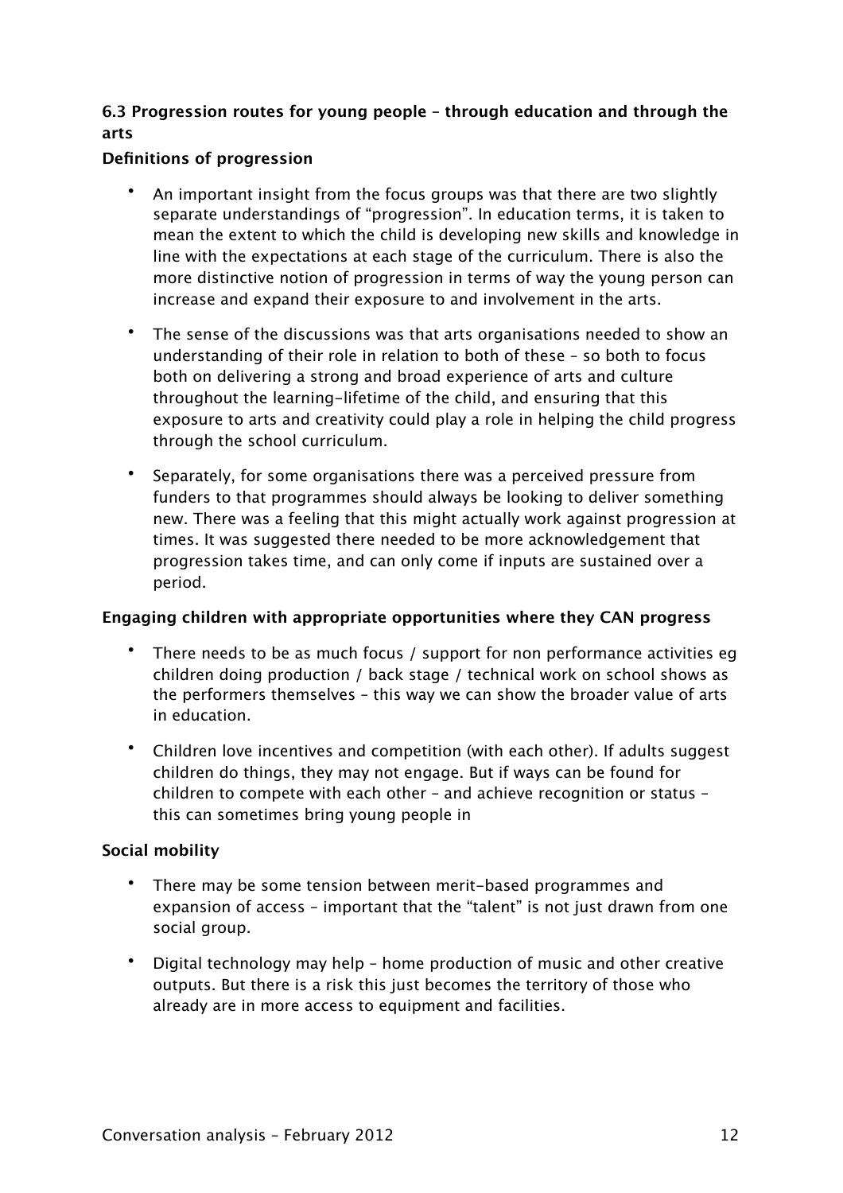### 6.3 Progression routes for young people – through education and through the arts

#### Definitions of progression

- An important insight from the focus groups was that there are two slightly separate understandings of "progression". In education terms, it is taken to mean the extent to which the child is developing new skills and knowledge in line with the expectations at each stage of the curriculum. There is also the more distinctive notion of progression in terms of way the young person can increase and expand their exposure to and involvement in the arts.

- The sense of the discussions was that arts organisations needed to show an understanding of their role in relation to both of these – so both to focus both on delivering a strong and broad experience of arts and culture throughout the learning-lifetime of the child, and ensuring that this exposure to arts and creativity could play a role in helping the child progress through the school curriculum.

- Separately, for some organisations there was a perceived pressure from funders to that programmes should always be looking to deliver something new. There was a feeling that this might actually work against progression at times. It was suggested there needed to be more acknowledgement that progression takes time, and can only come if inputs are sustained over a period.

#### Engaging children with appropriate opportunities where they CAN progress

- There needs to be as much focus / support for non performance activities eg children doing production / back stage / technical work on school shows as the performers themselves – this way we can show the broader value of arts in education.

- Children love incentives and competition (with each other). If adults suggest children do things, they may not engage. But if ways can be found for children to compete with each other – and achieve recognition or status – this can sometimes bring young people in

#### Social mobility

- There may be some tension between merit-based programmes and expansion of access – important that the "talent" is not just drawn from one social group.

- Digital technology may help – home production of music and other creative outputs. But there is a risk this just becomes the territory of those who already are in more access to equipment and facilities.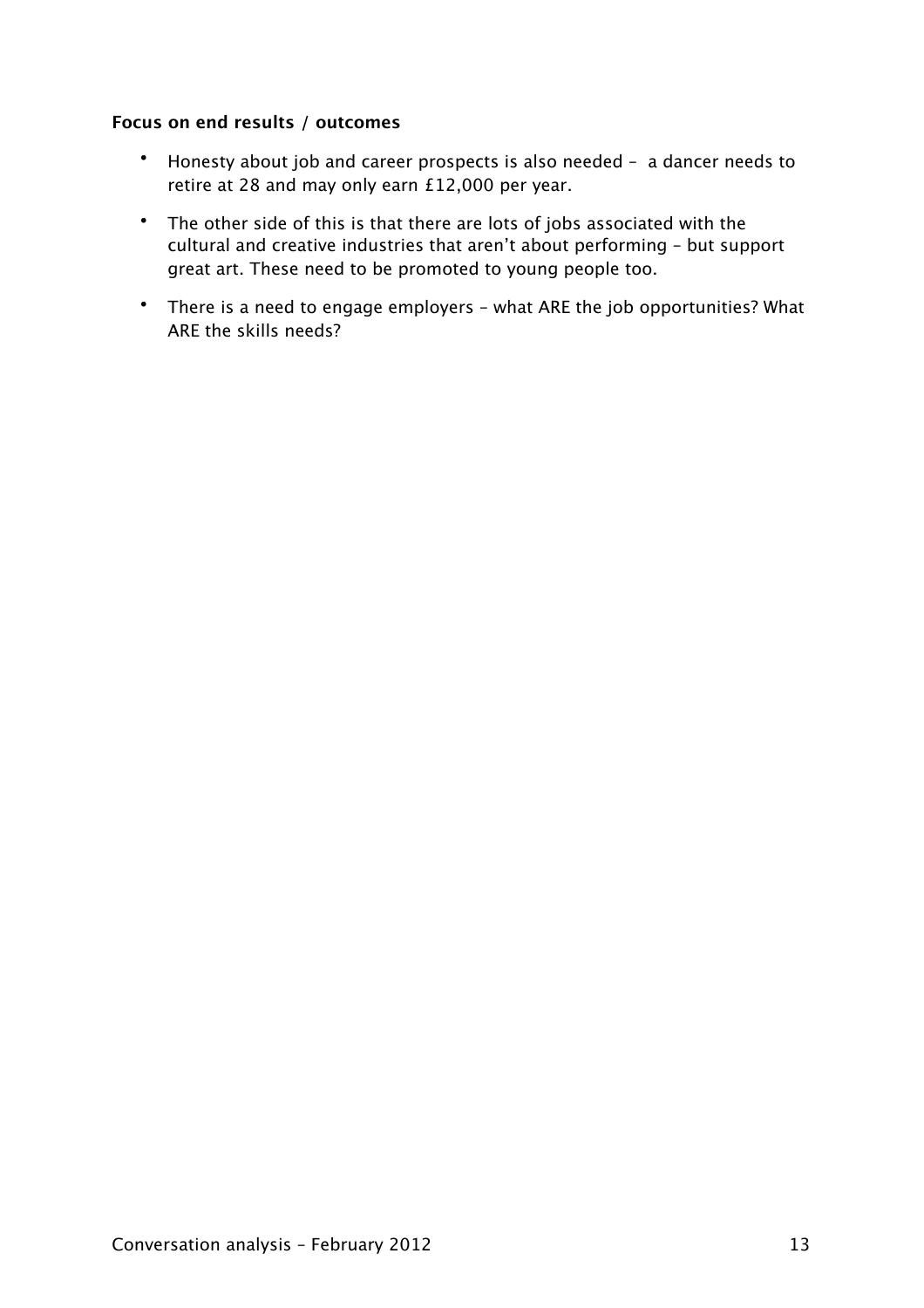**Focus on end results / outcomes**

- Honesty about job and career prospects is also needed – a dancer needs to retire at 28 and may only earn £12,000 per year.
- The other side of this is that there are lots of jobs associated with the cultural and creative industries that aren't about performing – but support great art. These need to be promoted to young people too.
- There is a need to engage employers – what ARE the job opportunities? What ARE the skills needs?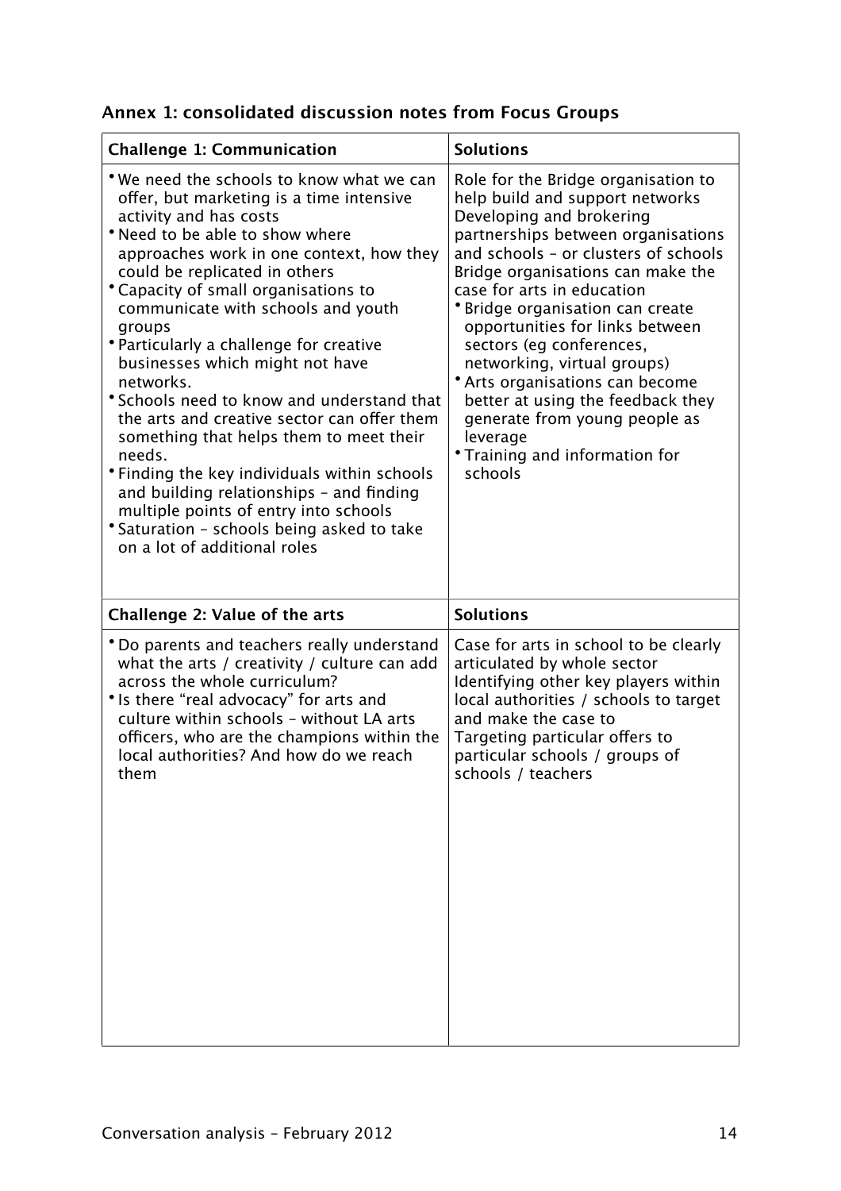## Annex 1: consolidated discussion notes from Focus Groups

| Challenge 1: Communication | Solutions |
|---|---|
| • We need the schools to know what we can offer, but marketing is a time intensive activity and has costs<br>• Need to be able to show where approaches work in one context, how they could be replicated in others<br>• Capacity of small organisations to communicate with schools and youth groups<br>• Particularly a challenge for creative businesses which might not have networks.<br>• Schools need to know and understand that the arts and creative sector can offer them something that helps them to meet their needs.<br>• Finding the key individuals within schools and building relationships – and finding multiple points of entry into schools<br>• Saturation – schools being asked to take on a lot of additional roles | Role for the Bridge organisation to help build and support networks<br>Developing and brokering partnerships between organisations and schools – or clusters of schools<br>Bridge organisations can make the case for arts in education<br>• Bridge organisation can create opportunities for links between sectors (eg conferences, networking, virtual groups)<br>• Arts organisations can become better at using the feedback they generate from young people as leverage<br>• Training and information for schools |

| Challenge 2: Value of the arts | Solutions |
|---|---|
| • Do parents and teachers really understand what the arts / creativity / culture can add across the whole curriculum?<br>• Is there "real advocacy" for arts and culture within schools – without LA arts officers, who are the champions within the local authorities? And how do we reach them | Case for arts in school to be clearly articulated by whole sector<br>Identifying other key players within local authorities / schools to target and make the case to<br>Targeting particular offers to particular schools / groups of schools / teachers |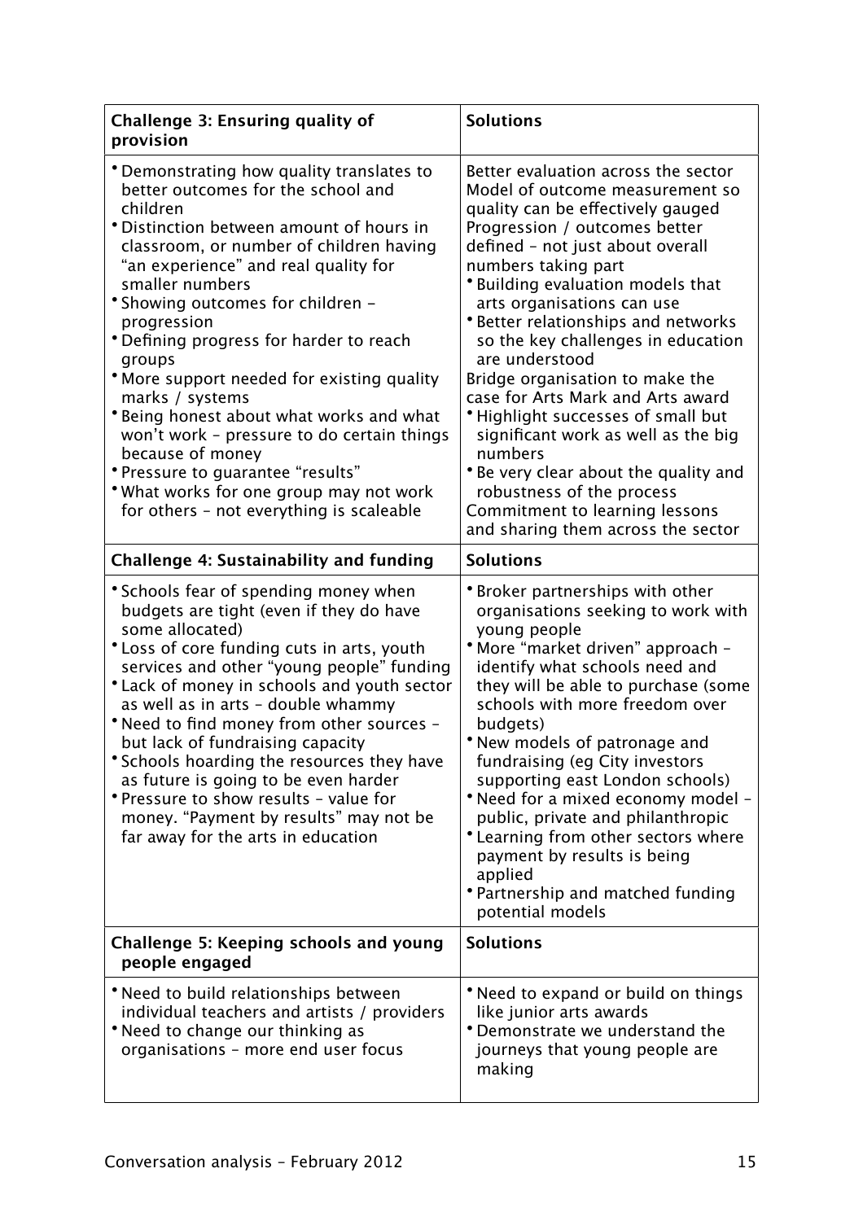| Challenge 3: Ensuring quality of provision | Solutions |
|---|---|
| • Demonstrating how quality translates to better outcomes for the school and children<br>• Distinction between amount of hours in classroom, or number of children having "an experience" and real quality for smaller numbers<br>• Showing outcomes for children – progression<br>• Defining progress for harder to reach groups<br>• More support needed for existing quality marks / systems<br>• Being honest about what works and what won't work – pressure to do certain things because of money<br>• Pressure to guarantee "results"<br>• What works for one group may not work for others – not everything is scaleable | Better evaluation across the sector<br>Model of outcome measurement so quality can be effectively gauged<br>Progression / outcomes better defined – not just about overall numbers taking part<br>• Building evaluation models that arts organisations can use<br>• Better relationships and networks so the key challenges in education are understood<br>Bridge organisation to make the case for Arts Mark and Arts award<br>• Highlight successes of small but significant work as well as the big numbers<br>• Be very clear about the quality and robustness of the process<br>Commitment to learning lessons and sharing them across the sector |
| **Challenge 4: Sustainability and funding** | **Solutions** |
| • Schools fear of spending money when budgets are tight (even if they do have some allocated)<br>• Loss of core funding cuts in arts, youth services and other "young people" funding<br>• Lack of money in schools and youth sector as well as in arts – double whammy<br>• Need to find money from other sources – but lack of fundraising capacity<br>• Schools hoarding the resources they have as future is going to be even harder<br>• Pressure to show results – value for money. "Payment by results" may not be far away for the arts in education | • Broker partnerships with other organisations seeking to work with young people<br>• More "market driven" approach – identify what schools need and they will be able to purchase (some schools with more freedom over budgets)<br>• New models of patronage and fundraising (eg City investors supporting east London schools)<br>• Need for a mixed economy model – public, private and philanthropic<br>• Learning from other sectors where payment by results is being applied<br>• Partnership and matched funding potential models |
| **Challenge 5: Keeping schools and young people engaged** | **Solutions** |
| • Need to build relationships between individual teachers and artists / providers<br>• Need to change our thinking as organisations – more end user focus | • Need to expand or build on things like junior arts awards<br>• Demonstrate we understand the journeys that young people are making |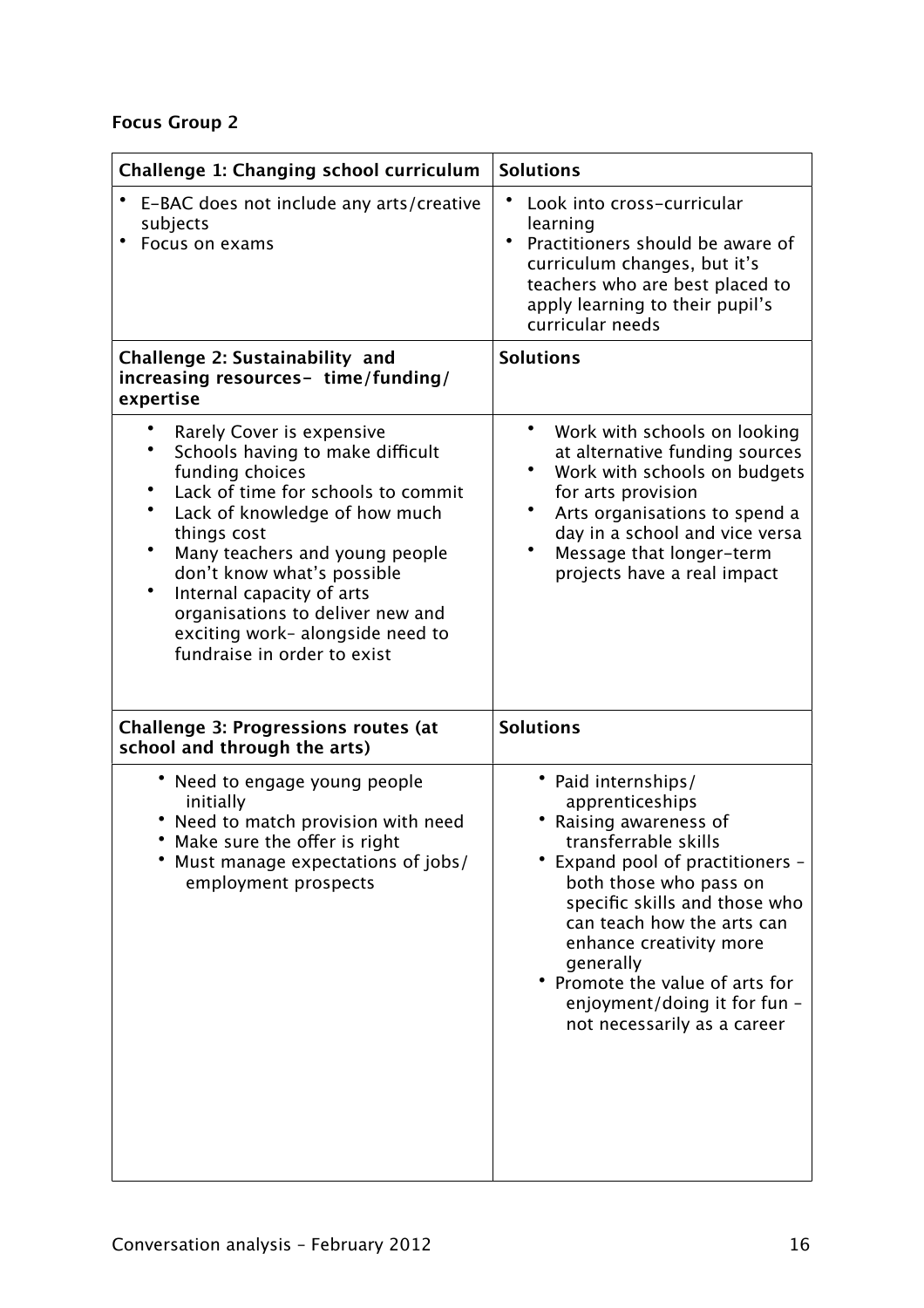**Focus Group 2**

| Challenge 1: Changing school curriculum | Solutions |
|---|---|
| • E-BAC does not include any arts/creative subjects<br>• Focus on exams | • Look into cross-curricular learning<br>• Practitioners should be aware of curriculum changes, but it's teachers who are best placed to apply learning to their pupil's curricular needs |
| **Challenge 2: Sustainability and increasing resources- time/funding/ expertise** | **Solutions** |
| • Rarely Cover is expensive<br>• Schools having to make difficult funding choices<br>• Lack of time for schools to commit<br>• Lack of knowledge of how much things cost<br>• Many teachers and young people don't know what's possible<br>• Internal capacity of arts organisations to deliver new and exciting work- alongside need to fundraise in order to exist | • Work with schools on looking at alternative funding sources<br>• Work with schools on budgets for arts provision<br>• Arts organisations to spend a day in a school and vice versa<br>• Message that longer-term projects have a real impact |
| **Challenge 3: Progressions routes (at school and through the arts)** | **Solutions** |
| • Need to engage young people initially<br>• Need to match provision with need<br>• Make sure the offer is right<br>• Must manage expectations of jobs/ employment prospects | • Paid internships/ apprenticeships<br>• Raising awareness of transferrable skills<br>• Expand pool of practitioners – both those who pass on specific skills and those who can teach how the arts can enhance creativity more generally<br>• Promote the value of arts for enjoyment/doing it for fun – not necessarily as a career |

Conversation analysis – February 2012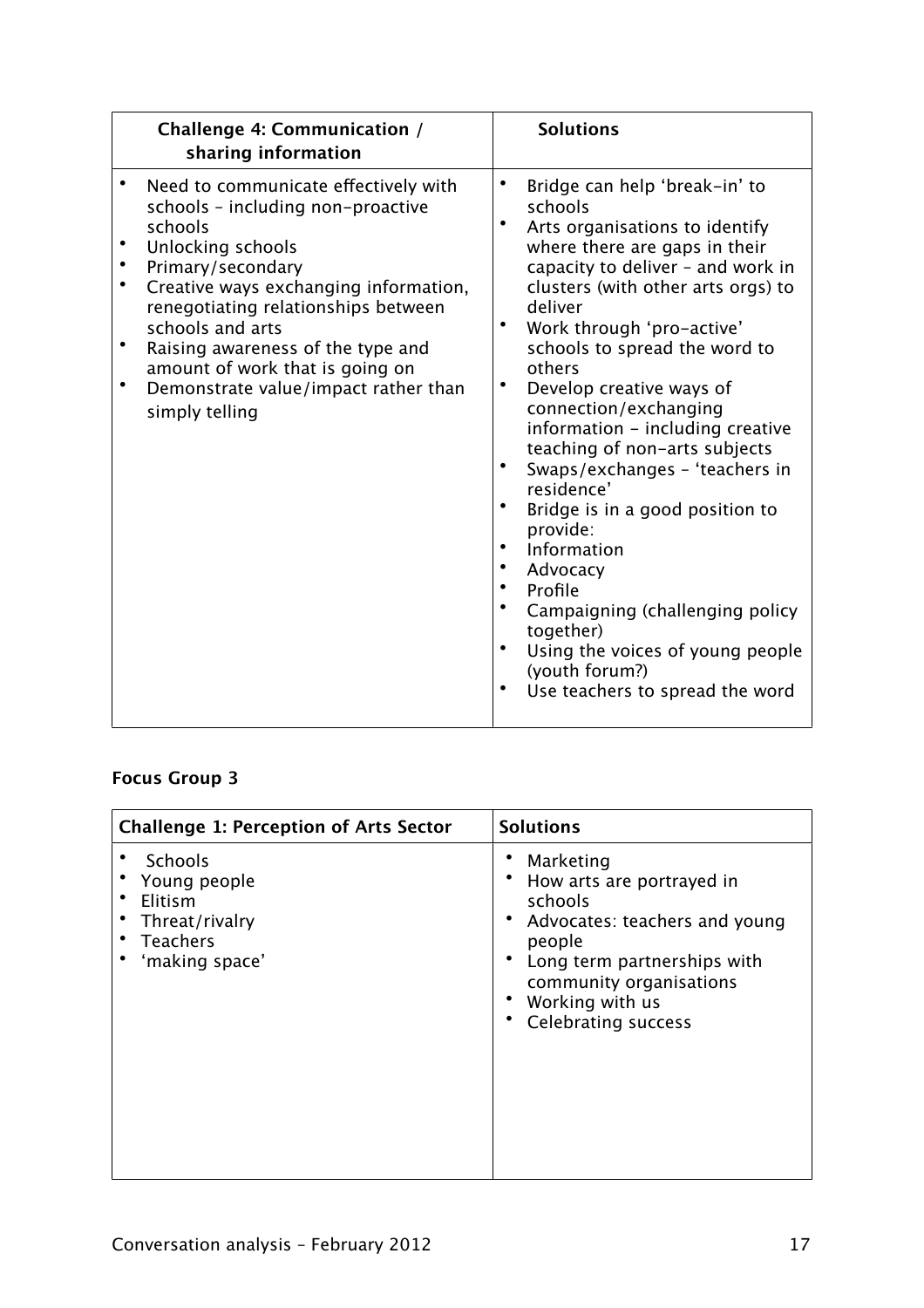| Challenge 4: Communication / sharing information | Solutions |
| --- | --- |
| • Need to communicate effectively with schools – including non-proactive schools<br>• Unlocking schools<br>• Primary/secondary<br>• Creative ways exchanging information, renegotiating relationships between schools and arts<br>• Raising awareness of the type and amount of work that is going on<br>• Demonstrate value/impact rather than simply telling | • Bridge can help 'break-in' to schools<br>• Arts organisations to identify where there are gaps in their capacity to deliver – and work in clusters (with other arts orgs) to deliver<br>• Work through 'pro-active' schools to spread the word to others<br>• Develop creative ways of connection/exchanging information – including creative teaching of non-arts subjects<br>• Swaps/exchanges – 'teachers in residence'<br>• Bridge is in a good position to provide:<br>• Information<br>• Advocacy<br>• Profile<br>• Campaigning (challenging policy together)<br>• Using the voices of young people (youth forum?)<br>• Use teachers to spread the word |

**Focus Group 3**

| Challenge 1: Perception of Arts Sector | Solutions |
| --- | --- |
| • Schools<br>• Young people<br>• Elitism<br>• Threat/rivalry<br>• Teachers<br>• 'making space' | • Marketing<br>• How arts are portrayed in schools<br>• Advocates: teachers and young people<br>• Long term partnerships with community organisations<br>• Working with us<br>• Celebrating success |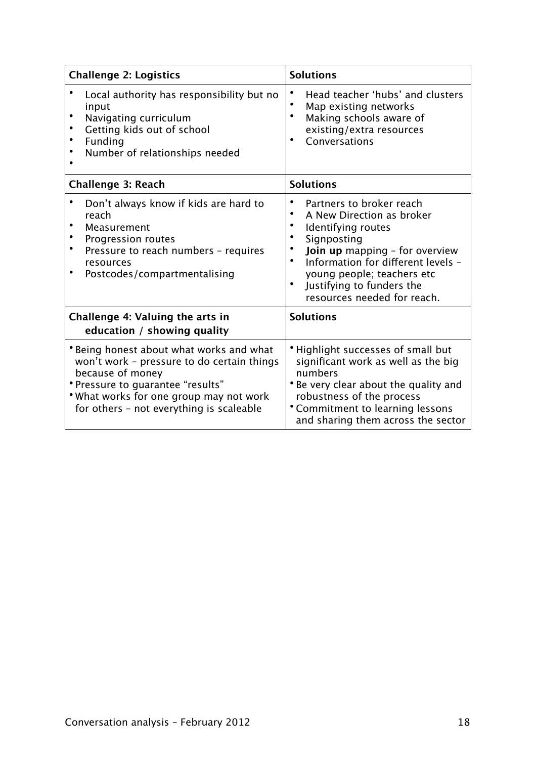| Challenge 2: Logistics | Solutions |
| --- | --- |
| • Local authority has responsibility but no input<br>• Navigating curriculum<br>• Getting kids out of school<br>• Funding<br>• Number of relationships needed<br>• | • Head teacher 'hubs' and clusters<br>• Map existing networks<br>• Making schools aware of existing/extra resources<br>• Conversations |
| **Challenge 3: Reach** | **Solutions** |
| • Don't always know if kids are hard to reach<br>• Measurement<br>• Progression routes<br>• Pressure to reach numbers – requires resources<br>• Postcodes/compartmentalising | • Partners to broker reach<br>• A New Direction as broker<br>• Identifying routes<br>• Signposting<br>• **Join up** mapping – for overview<br>• Information for different levels – young people; teachers etc<br>• Justifying to funders the resources needed for reach. |
| **Challenge 4: Valuing the arts in education / showing quality** | **Solutions** |
| • Being honest about what works and what won't work – pressure to do certain things because of money<br>• Pressure to guarantee "results"<br>• What works for one group may not work for others – not everything is scaleable | • Highlight successes of small but significant work as well as the big numbers<br>• Be very clear about the quality and robustness of the process<br>• Commitment to learning lessons and sharing them across the sector |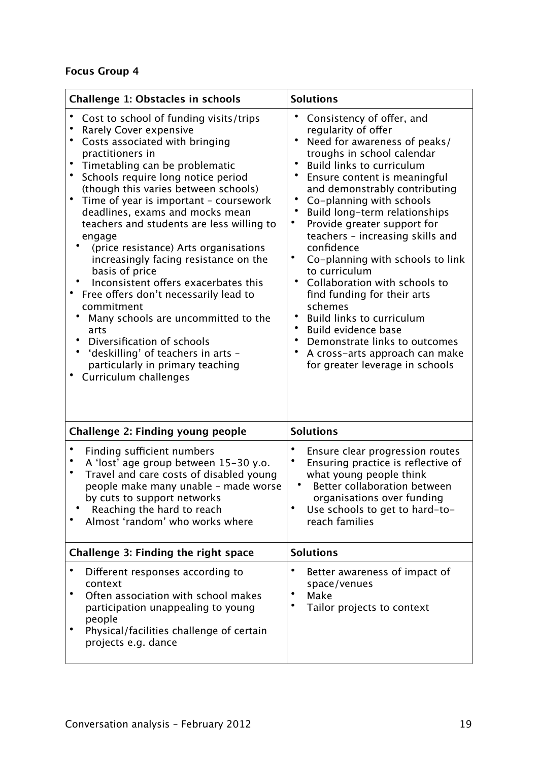**Focus Group 4**

| Challenge 1: Obstacles in schools | Solutions |
|---|---|
| • Cost to school of funding visits/trips<br>• Rarely Cover expensive<br>• Costs associated with bringing practitioners in<br>• Timetabling can be problematic<br>• Schools require long notice period (though this varies between schools)<br>• Time of year is important – coursework deadlines, exams and mocks mean teachers and students are less willing to engage<br>  • (price resistance) Arts organisations increasingly facing resistance on the basis of price<br>  • Inconsistent offers exacerbates this<br>• Free offers don't necessarily lead to commitment<br>  • Many schools are uncommitted to the arts<br>  • Diversification of schools<br>  • 'deskilling' of teachers in arts – particularly in primary teaching<br>• Curriculum challenges | • Consistency of offer, and regularity of offer<br>• Need for awareness of peaks/ troughs in school calendar<br>• Build links to curriculum<br>• Ensure content is meaningful and demonstrably contributing<br>• Co-planning with schools<br>• Build long-term relationships<br>• Provide greater support for teachers – increasing skills and confidence<br>• Co-planning with schools to link to curriculum<br>• Collaboration with schools to find funding for their arts schemes<br>• Build links to curriculum<br>• Build evidence base<br>• Demonstrate links to outcomes<br>• A cross-arts approach can make for greater leverage in schools |
| **Challenge 2: Finding young people** | **Solutions** |
| • Finding sufficient numbers<br>• A 'lost' age group between 15-30 y.o.<br>• Travel and care costs of disabled young people make many unable – made worse by cuts to support networks<br>  • Reaching the hard to reach<br>• Almost 'random' who works where | • Ensure clear progression routes<br>• Ensuring practice is reflective of what young people think<br>  • Better collaboration between organisations over funding<br>• Use schools to get to hard-to-reach families |
| **Challenge 3: Finding the right space** | **Solutions** |
| • Different responses according to context<br>• Often association with school makes participation unappealing to young people<br>• Physical/facilities challenge of certain projects e.g. dance | • Better awareness of impact of space/venues<br>• Make<br>• Tailor projects to context |

Conversation analysis – February 2012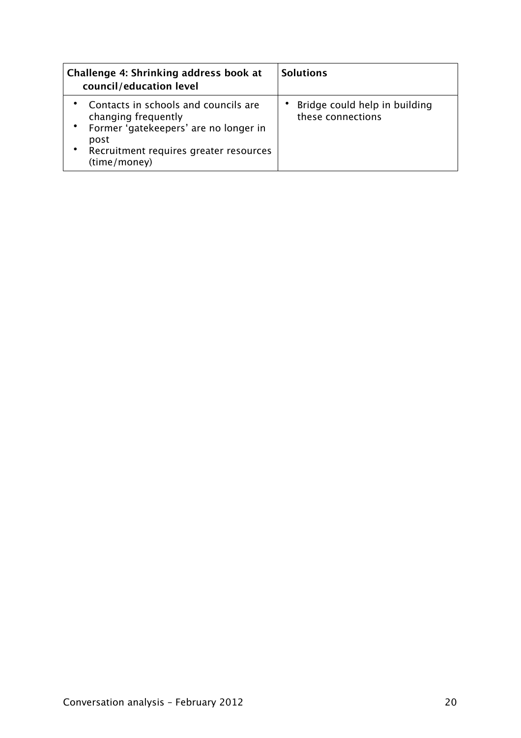| **Challenge 4: Shrinking address book at council/education level** | **Solutions** |
| --- | --- |
| • Contacts in schools and councils are changing frequently<br>• Former 'gatekeepers' are no longer in post<br>• Recruitment requires greater resources (time/money) | • Bridge could help in building these connections |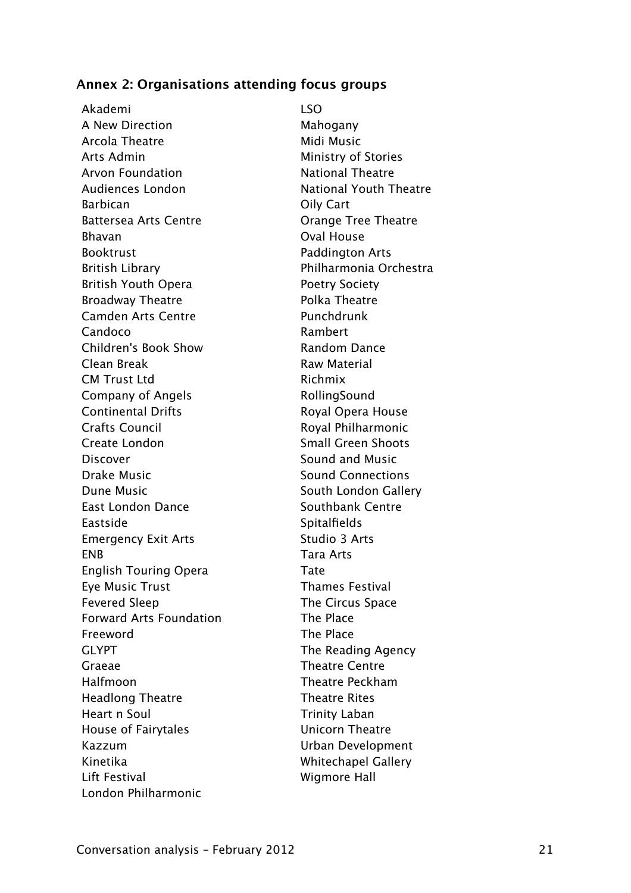## Annex 2: Organisations attending focus groups

Akademi
A New Direction
Arcola Theatre
Arts Admin
Arvon Foundation
Audiences London
Barbican
Battersea Arts Centre
Bhavan
Booktrust
British Library
British Youth Opera
Broadway Theatre
Camden Arts Centre
Candoco
Children's Book Show
Clean Break
CM Trust Ltd
Company of Angels
Continental Drifts
Crafts Council
Create London
Discover
Drake Music
Dune Music
East London Dance
Eastside
Emergency Exit Arts
ENB
English Touring Opera
Eye Music Trust
Fevered Sleep
Forward Arts Foundation
Freeword
GLYPT
Graeae
Halfmoon
Headlong Theatre
Heart n Soul
House of Fairytales
Kazzum
Kinetika
Lift Festival
London Philharmonic
LSO
Mahogany
Midi Music
Ministry of Stories
National Theatre
National Youth Theatre
Oily Cart
Orange Tree Theatre
Oval House
Paddington Arts
Philharmonia Orchestra
Poetry Society
Polka Theatre
Punchdrunk
Rambert
Random Dance
Raw Material
Richmix
RollingSound
Royal Opera House
Royal Philharmonic
Small Green Shoots
Sound and Music
Sound Connections
South London Gallery
Southbank Centre
Spitalfields
Studio 3 Arts
Tara Arts
Tate
Thames Festival
The Circus Space
The Place
The Place
The Reading Agency
Theatre Centre
Theatre Peckham
Theatre Rites
Trinity Laban
Unicorn Theatre
Urban Development
Whitechapel Gallery
Wigmore Hall